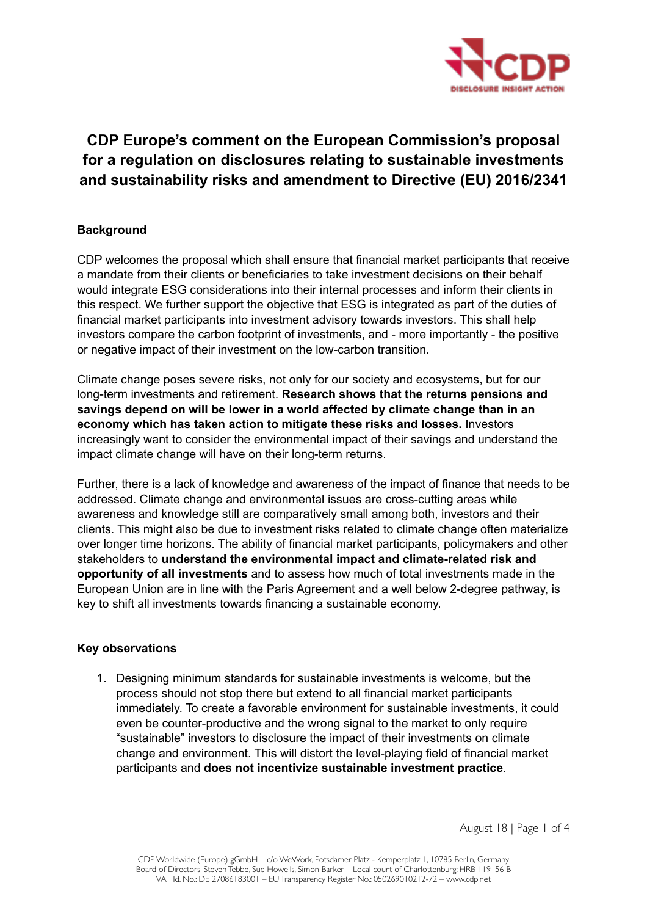# CDP Europe's comment on the European Commission's proposal for a regulation on disclosures relating to sustainable investments and sustainability risks and amendment to Directive (EU) 2016/2341

## Background

CDP welcomes the proposal which shall ensure that financial market participants that receive a mandate from their clients or beneficiaries to take investment decisions on their behalf would integrate ESG considerations into their internal processes and inform their clients in this respect. We further support the objective that ESG is integrated as part of the duties of financial market participants into investment advisory towards investors. This shall help investors compare the carbon footprint of investments, and - more importantly - the positive or negative impact of their investment on the low-carbon transition.

Climate change poses severe risks, not only for our society and ecosystems, but for our long-term investments and retirement. **Research shows that the returns pensions and savings depend on will be lower in a world affected by climate change than in an economy which has taken action to mitigate these risks and losses.** Investors increasingly want to consider the environmental impact of their savings and understand the impact climate change will have on their long-term returns.

Further, there is a lack of knowledge and awareness of the impact of finance that needs to be addressed. Climate change and environmental issues are cross-cutting areas while awareness and knowledge still are comparatively small among both, investors and their clients. This might also be due to investment risks related to climate change often materialize over longer time horizons. The ability of financial market participants, policymakers and other stakeholders to **understand the environmental impact and climate-related risk and opportunity of all investments** and to assess how much of total investments made in the European Union are in line with the Paris Agreement and a well below 2-degree pathway, is key to shift all investments towards financing a sustainable economy.

## Key observations

1. Designing minimum standards for sustainable investments is welcome, but the process should not stop there but extend to all financial market participants immediately. To create a favorable environment for sustainable investments, it could even be counter-productive and the wrong signal to the market to only require "sustainable" investors to disclosure the impact of their investments on climate change and environment. This will distort the level-playing field of financial market participants and **does not incentivize sustainable investment practice**.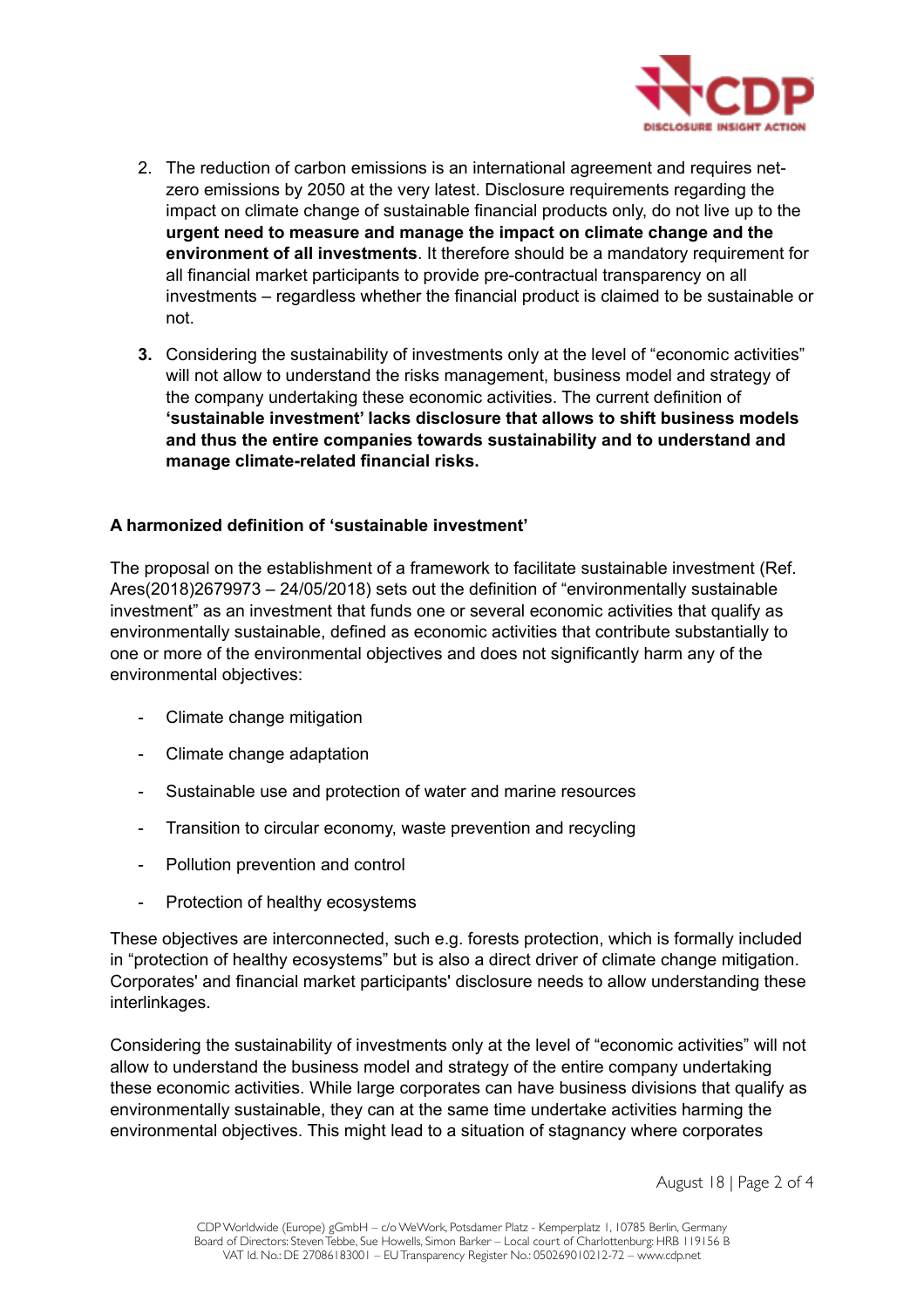2. The reduction of carbon emissions is an international agreement and requires net-zero emissions by 2050 at the very latest. Disclosure requirements regarding the impact on climate change of sustainable financial products only, do not live up to the **urgent need to measure and manage the impact on climate change and the environment of all investments**. It therefore should be a mandatory requirement for all financial market participants to provide pre-contractual transparency on all investments – regardless whether the financial product is claimed to be sustainable or not.

3. Considering the sustainability of investments only at the level of "economic activities" will not allow to understand the risks management, business model and strategy of the company undertaking these economic activities. The current definition of **'sustainable investment' lacks disclosure that allows to shift business models and thus the entire companies towards sustainability and to understand and manage climate-related financial risks.**

**A harmonized definition of 'sustainable investment'**

The proposal on the establishment of a framework to facilitate sustainable investment (Ref. Ares(2018)2679973 – 24/05/2018) sets out the definition of "environmentally sustainable investment" as an investment that funds one or several economic activities that qualify as environmentally sustainable, defined as economic activities that contribute substantially to one or more of the environmental objectives and does not significantly harm any of the environmental objectives:

- Climate change mitigation
- Climate change adaptation
- Sustainable use and protection of water and marine resources
- Transition to circular economy, waste prevention and recycling
- Pollution prevention and control
- Protection of healthy ecosystems

These objectives are interconnected, such e.g. forests protection, which is formally included in "protection of healthy ecosystems" but is also a direct driver of climate change mitigation. Corporates' and financial market participants' disclosure needs to allow understanding these interlinkages.

Considering the sustainability of investments only at the level of "economic activities" will not allow to understand the business model and strategy of the entire company undertaking these economic activities. While large corporates can have business divisions that qualify as environmentally sustainable, they can at the same time undertake activities harming the environmental objectives. This might lead to a situation of stagnancy where corporates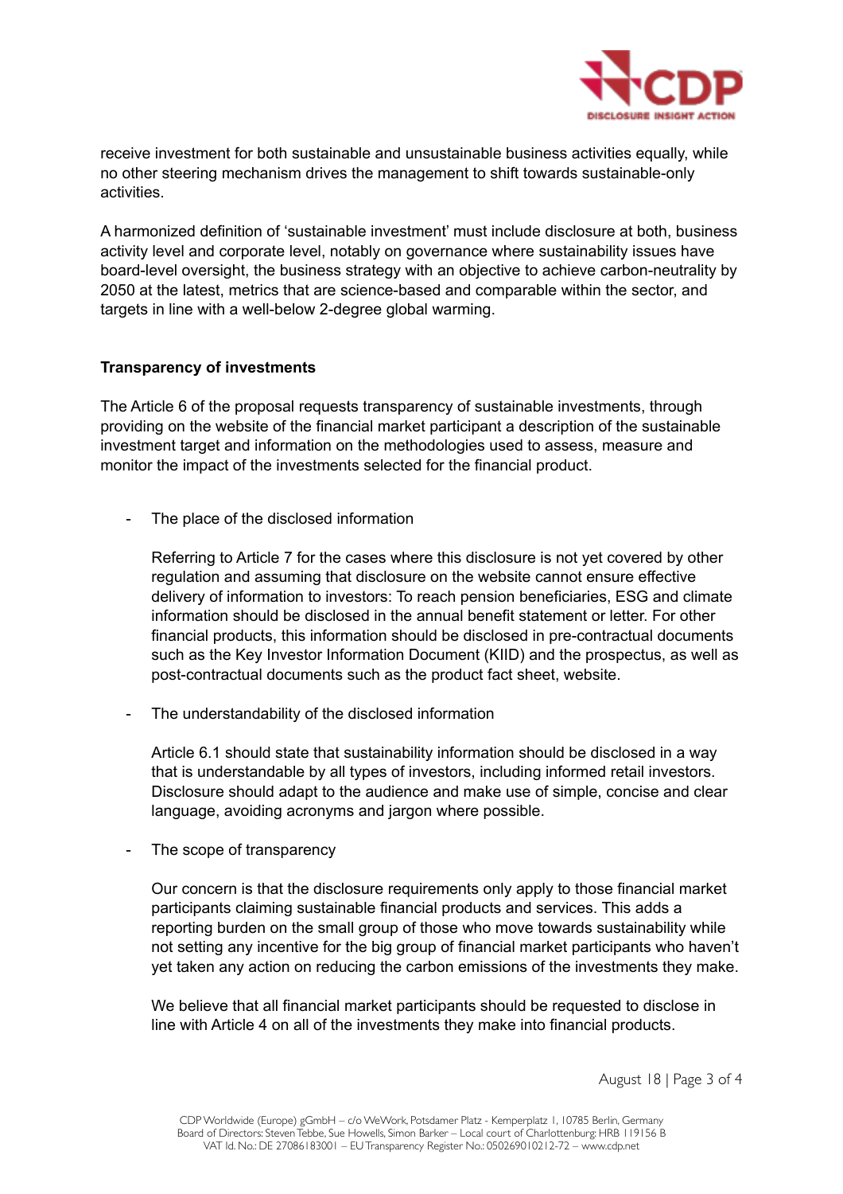receive investment for both sustainable and unsustainable business activities equally, while no other steering mechanism drives the management to shift towards sustainable-only activities.

A harmonized definition of 'sustainable investment' must include disclosure at both, business activity level and corporate level, notably on governance where sustainability issues have board-level oversight, the business strategy with an objective to achieve carbon-neutrality by 2050 at the latest, metrics that are science-based and comparable within the sector, and targets in line with a well-below 2-degree global warming.

**Transparency of investments**

The Article 6 of the proposal requests transparency of sustainable investments, through providing on the website of the financial market participant a description of the sustainable investment target and information on the methodologies used to assess, measure and monitor the impact of the investments selected for the financial product.

- The place of the disclosed information

  Referring to Article 7 for the cases where this disclosure is not yet covered by other regulation and assuming that disclosure on the website cannot ensure effective delivery of information to investors: To reach pension beneficiaries, ESG and climate information should be disclosed in the annual benefit statement or letter. For other financial products, this information should be disclosed in pre-contractual documents such as the Key Investor Information Document (KIID) and the prospectus, as well as post-contractual documents such as the product fact sheet, website.

- The understandability of the disclosed information

  Article 6.1 should state that sustainability information should be disclosed in a way that is understandable by all types of investors, including informed retail investors. Disclosure should adapt to the audience and make use of simple, concise and clear language, avoiding acronyms and jargon where possible.

- The scope of transparency

  Our concern is that the disclosure requirements only apply to those financial market participants claiming sustainable financial products and services. This adds a reporting burden on the small group of those who move towards sustainability while not setting any incentive for the big group of financial market participants who haven't yet taken any action on reducing the carbon emissions of the investments they make.

  We believe that all financial market participants should be requested to disclose in line with Article 4 on all of the investments they make into financial products.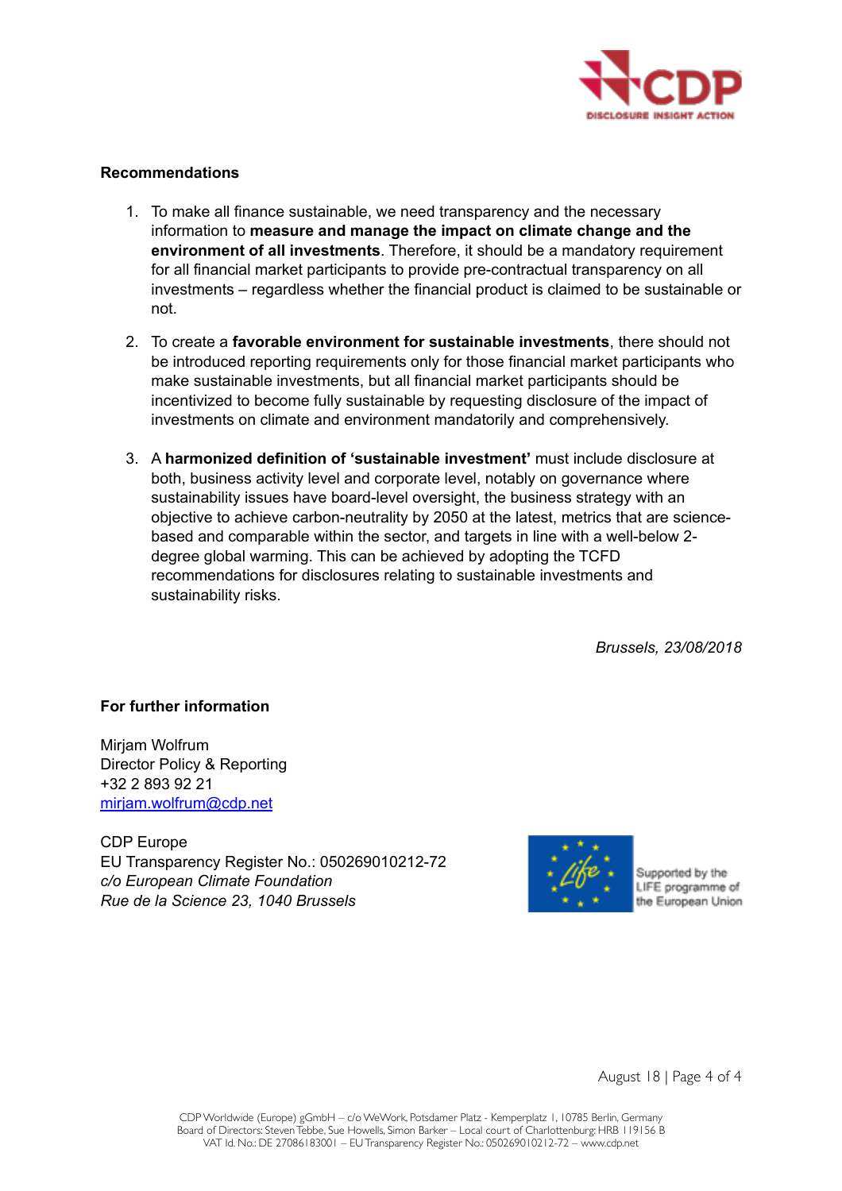**Recommendations**

1. To make all finance sustainable, we need transparency and the necessary information to **measure and manage the impact on climate change and the environment of all investments**. Therefore, it should be a mandatory requirement for all financial market participants to provide pre-contractual transparency on all investments – regardless whether the financial product is claimed to be sustainable or not.

2. To create a **favorable environment for sustainable investments**, there should not be introduced reporting requirements only for those financial market participants who make sustainable investments, but all financial market participants should be incentivized to become fully sustainable by requesting disclosure of the impact of investments on climate and environment mandatorily and comprehensively.

3. A **harmonized definition of 'sustainable investment'** must include disclosure at both, business activity level and corporate level, notably on governance where sustainability issues have board-level oversight, the business strategy with an objective to achieve carbon-neutrality by 2050 at the latest, metrics that are science-based and comparable within the sector, and targets in line with a well-below 2-degree global warming. This can be achieved by adopting the TCFD recommendations for disclosures relating to sustainable investments and sustainability risks.

*Brussels, 23/08/2018*

**For further information**

Mirjam Wolfrum
Director Policy & Reporting
+32 2 893 92 21
mirjam.wolfrum@cdp.net

CDP Europe
EU Transparency Register No.: 050269010212-72
*c/o European Climate Foundation*
*Rue de la Science 23, 1040 Brussels*

Supported by the LIFE programme of the European Union

CDP Worldwide (Europe) gGmbH – c/o WeWork, Potsdamer Platz - Kemperplatz 1, 10785 Berlin, Germany
Board of Directors: Steven Tebbe, Sue Howells, Simon Barker – Local court of Charlottenburg: HRB 119156 B
VAT Id. No.: DE 270861830001 – EU Transparency Register No.: 050269010212-72 – www.cdp.net